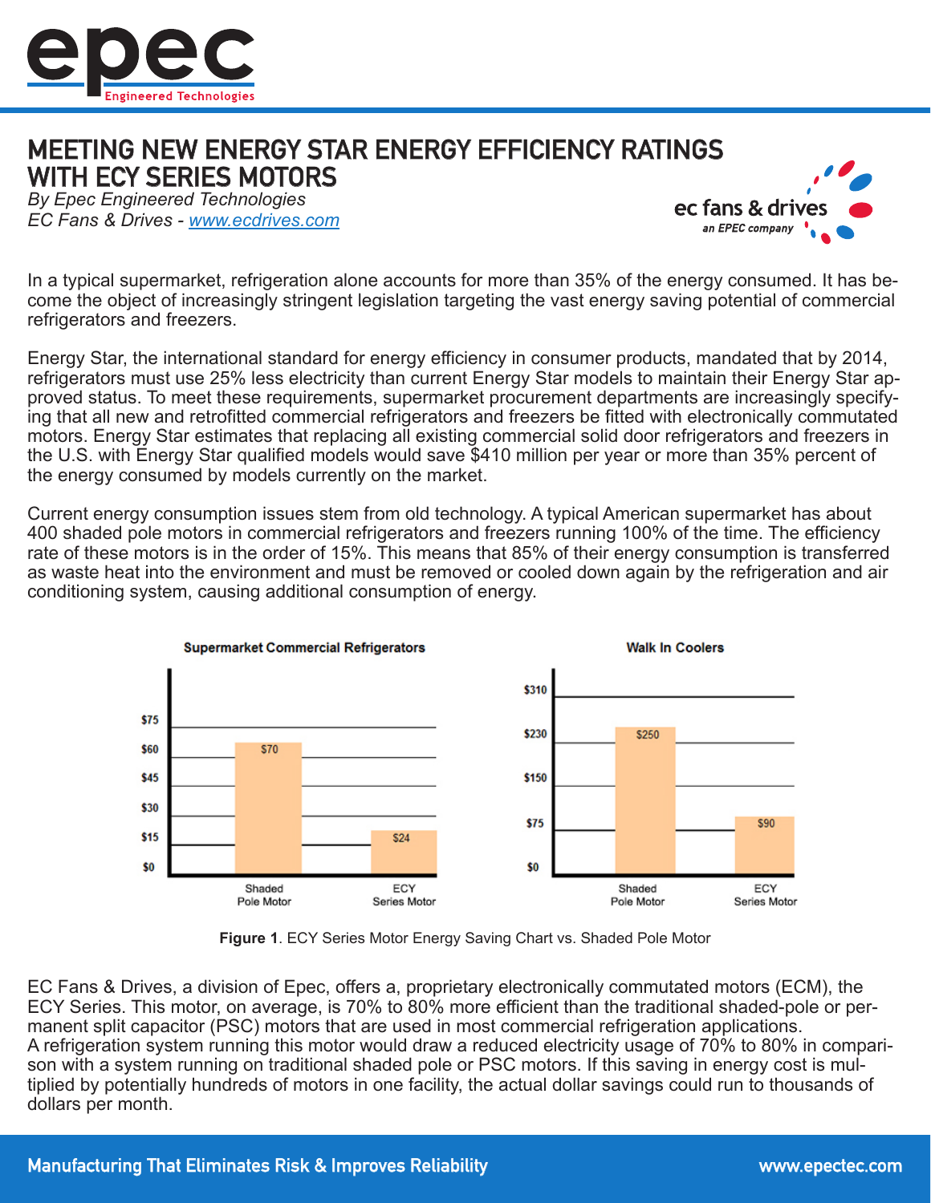# MEETING NEW ENERGY STAR ENERGY EFFICIENCY RATINGS WITH ECY SERIES MOTORS

*By Epec Engineered Technologies*
*EC Fans & Drives - [www.ecdrives.com](http://www.ecdrives.com)*

In a typical supermarket, refrigeration alone accounts for more than 35% of the energy consumed. It has become the object of increasingly stringent legislation targeting the vast energy saving potential of commercial refrigerators and freezers.

Energy Star, the international standard for energy efficiency in consumer products, mandated that by 2014, refrigerators must use 25% less electricity than current Energy Star models to maintain their Energy Star approved status. To meet these requirements, supermarket procurement departments are increasingly specifying that all new and retrofitted commercial refrigerators and freezers be fitted with electronically commutated motors. Energy Star estimates that replacing all existing commercial solid door refrigerators and freezers in the U.S. with Energy Star qualified models would save $410 million per year or more than 35% percent of the energy consumed by models currently on the market.

Current energy consumption issues stem from old technology. A typical American supermarket has about 400 shaded pole motors in commercial refrigerators and freezers running 100% of the time. The efficiency rate of these motors is in the order of 15%. This means that 85% of their energy consumption is transferred as waste heat into the environment and must be removed or cooled down again by the refrigeration and air conditioning system, causing additional consumption of energy.

**Supermarket Commercial Refrigerators**

| Motor | Cost |
|---|---|
| Shaded Pole Motor | $70 |
| ECY Series Motor | $24 |

**Walk In Coolers**

| Motor | Cost |
|---|---|
| Shaded Pole Motor | $250 |
| ECY Series Motor | $90 |

**Figure 1**. ECY Series Motor Energy Saving Chart vs. Shaded Pole Motor

EC Fans & Drives, a division of Epec, offers a, proprietary electronically commutated motors (ECM), the ECY Series. This motor, on average, is 70% to 80% more efficient than the traditional shaded-pole or permanent split capacitor (PSC) motors that are used in most commercial refrigeration applications. A refrigeration system running this motor would draw a reduced electricity usage of 70% to 80% in comparison with a system running on traditional shaded pole or PSC motors. If this saving in energy cost is multiplied by potentially hundreds of motors in one facility, the actual dollar savings could run to thousands of dollars per month.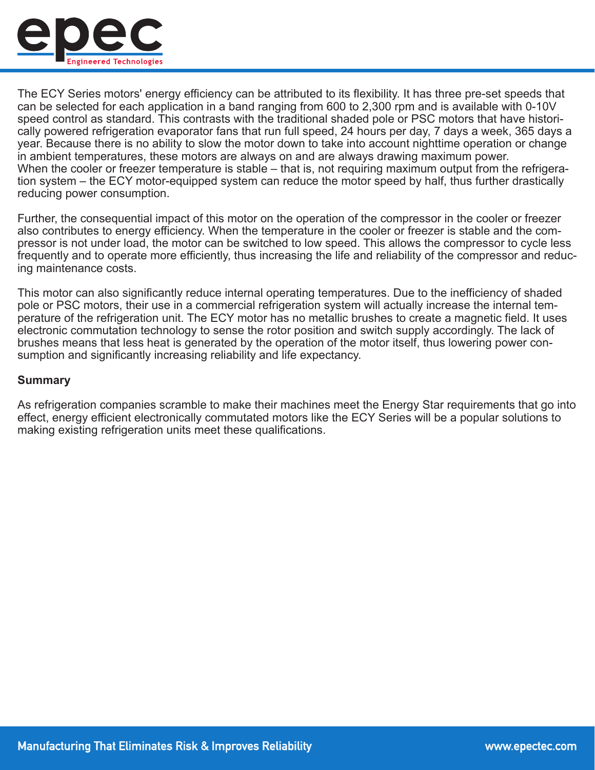The ECY Series motors' energy efficiency can be attributed to its flexibility. It has three pre-set speeds that can be selected for each application in a band ranging from 600 to 2,300 rpm and is available with 0-10V speed control as standard. This contrasts with the traditional shaded pole or PSC motors that have historically powered refrigeration evaporator fans that run full speed, 24 hours per day, 7 days a week, 365 days a year. Because there is no ability to slow the motor down to take into account nighttime operation or change in ambient temperatures, these motors are always on and are always drawing maximum power. When the cooler or freezer temperature is stable – that is, not requiring maximum output from the refrigeration system – the ECY motor-equipped system can reduce the motor speed by half, thus further drastically reducing power consumption.

Further, the consequential impact of this motor on the operation of the compressor in the cooler or freezer also contributes to energy efficiency. When the temperature in the cooler or freezer is stable and the compressor is not under load, the motor can be switched to low speed. This allows the compressor to cycle less frequently and to operate more efficiently, thus increasing the life and reliability of the compressor and reducing maintenance costs.

This motor can also significantly reduce internal operating temperatures. Due to the inefficiency of shaded pole or PSC motors, their use in a commercial refrigeration system will actually increase the internal temperature of the refrigeration unit. The ECY motor has no metallic brushes to create a magnetic field. It uses electronic commutation technology to sense the rotor position and switch supply accordingly. The lack of brushes means that less heat is generated by the operation of the motor itself, thus lowering power consumption and significantly increasing reliability and life expectancy.

**Summary**

As refrigeration companies scramble to make their machines meet the Energy Star requirements that go into effect, energy efficient electronically commutated motors like the ECY Series will be a popular solutions to making existing refrigeration units meet these qualifications.